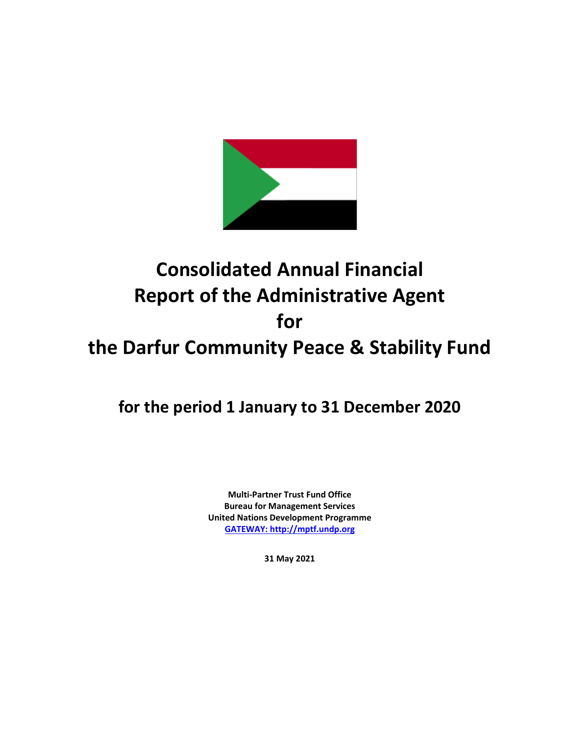# Consolidated Annual Financial Report of the Administrative Agent for the Darfur Community Peace & Stability Fund

## for the period 1 January to 31 December 2020

**Multi-Partner Trust Fund Office**
**Bureau for Management Services**
**United Nations Development Programme**
**GATEWAY: http://mptf.undp.org**

**31 May 2021**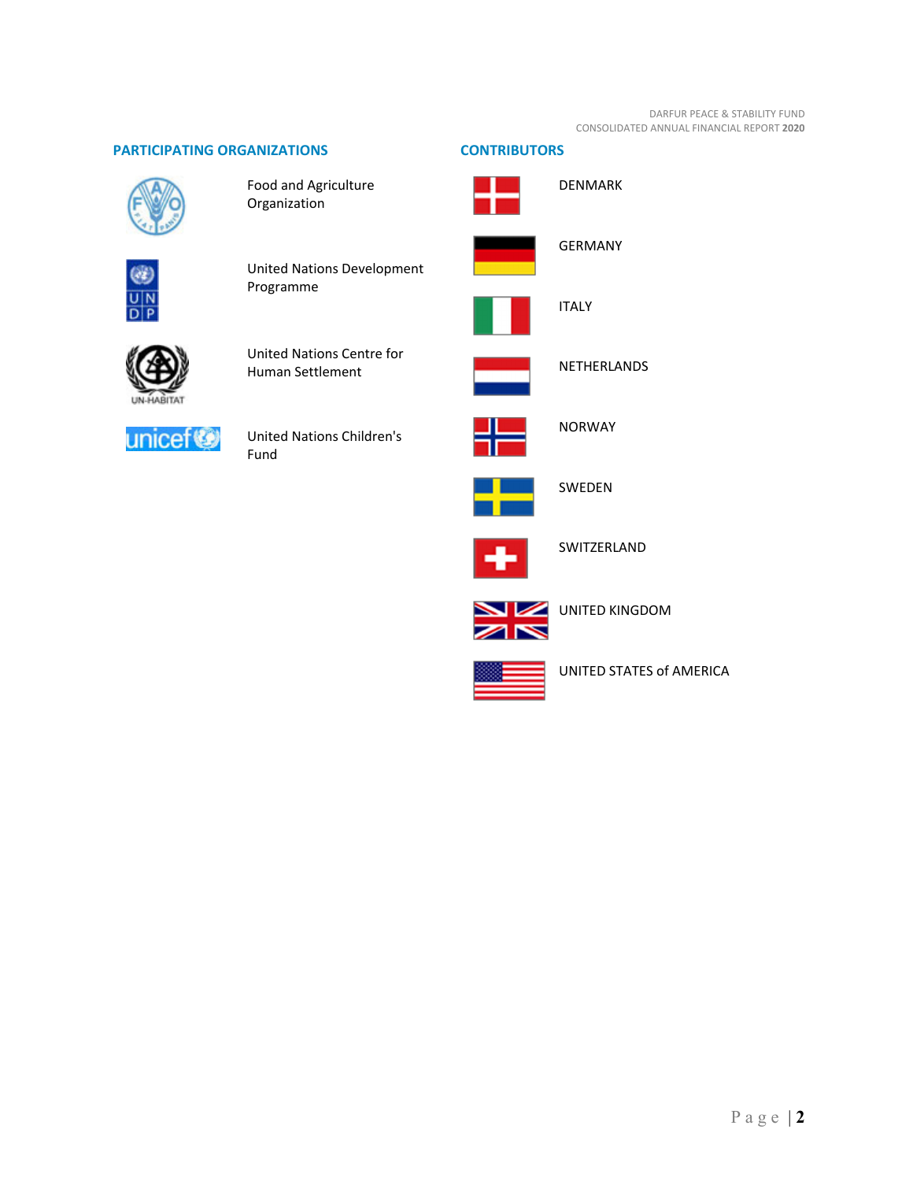## PARTICIPATING ORGANIZATIONS

- Food and Agriculture Organization
- United Nations Development Programme
- United Nations Centre for Human Settlement
- United Nations Children's Fund

## CONTRIBUTORS

- DENMARK
- GERMANY
- ITALY
- NETHERLANDS
- NORWAY
- SWEDEN
- SWITZERLAND
- UNITED KINGDOM
- UNITED STATES of AMERICA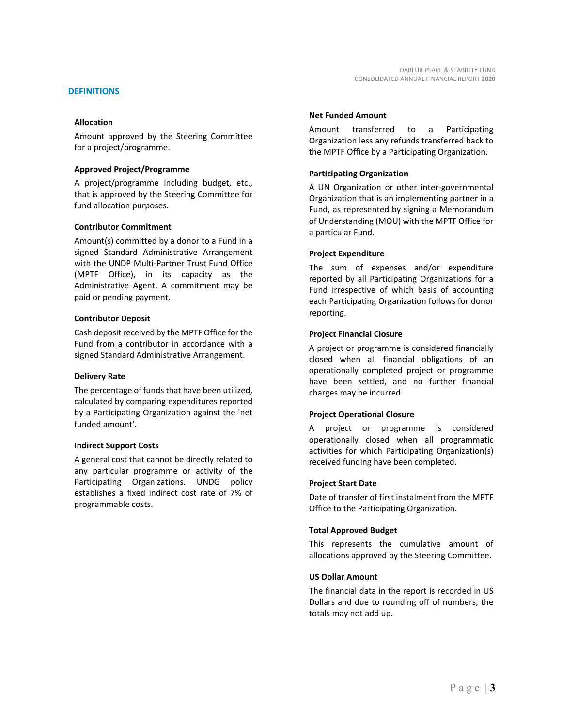## DEFINITIONS

### Allocation

Amount approved by the Steering Committee for a project/programme.

### Approved Project/Programme

A project/programme including budget, etc., that is approved by the Steering Committee for fund allocation purposes.

### Contributor Commitment

Amount(s) committed by a donor to a Fund in a signed Standard Administrative Arrangement with the UNDP Multi-Partner Trust Fund Office (MPTF Office), in its capacity as the Administrative Agent. A commitment may be paid or pending payment.

### Contributor Deposit

Cash deposit received by the MPTF Office for the Fund from a contributor in accordance with a signed Standard Administrative Arrangement.

### Delivery Rate

The percentage of funds that have been utilized, calculated by comparing expenditures reported by a Participating Organization against the 'net funded amount'.

### Indirect Support Costs

A general cost that cannot be directly related to any particular programme or activity of the Participating Organizations. UNDG policy establishes a fixed indirect cost rate of 7% of programmable costs.

### Net Funded Amount

Amount transferred to a Participating Organization less any refunds transferred back to the MPTF Office by a Participating Organization.

### Participating Organization

A UN Organization or other inter-governmental Organization that is an implementing partner in a Fund, as represented by signing a Memorandum of Understanding (MOU) with the MPTF Office for a particular Fund.

### Project Expenditure

The sum of expenses and/or expenditure reported by all Participating Organizations for a Fund irrespective of which basis of accounting each Participating Organization follows for donor reporting.

### Project Financial Closure

A project or programme is considered financially closed when all financial obligations of an operationally completed project or programme have been settled, and no further financial charges may be incurred.

### Project Operational Closure

A project or programme is considered operationally closed when all programmatic activities for which Participating Organization(s) received funding have been completed.

### Project Start Date

Date of transfer of first instalment from the MPTF Office to the Participating Organization.

### Total Approved Budget

This represents the cumulative amount of allocations approved by the Steering Committee.

### US Dollar Amount

The financial data in the report is recorded in US Dollars and due to rounding off of numbers, the totals may not add up.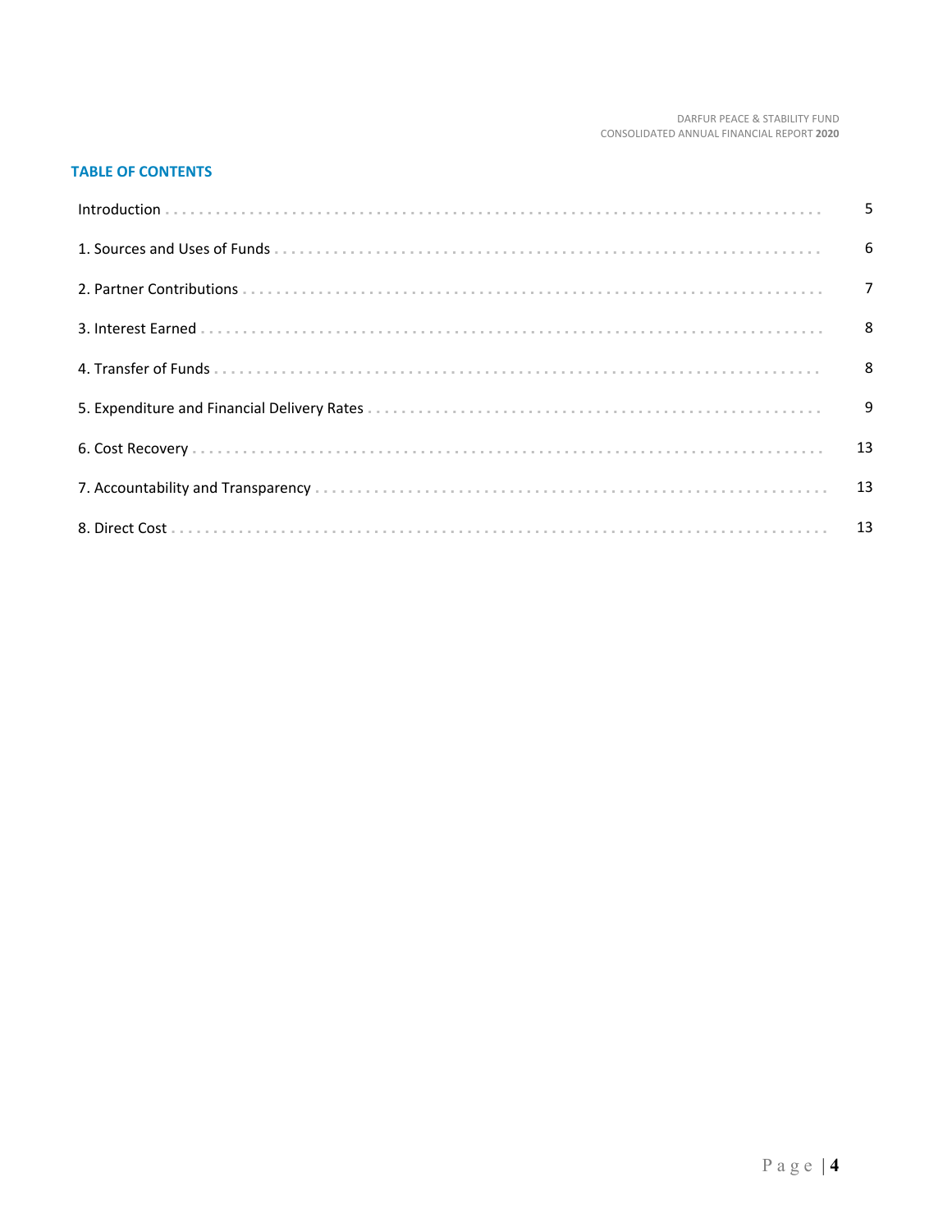## TABLE OF CONTENTS

| | |
|---|---|
| Introduction | 5 |
| 1. Sources and Uses of Funds | 6 |
| 2. Partner Contributions | 7 |
| 3. Interest Earned | 8 |
| 4. Transfer of Funds | 8 |
| 5. Expenditure and Financial Delivery Rates | 9 |
| 6. Cost Recovery | 13 |
| 7. Accountability and Transparency | 13 |
| 8. Direct Cost | 13 |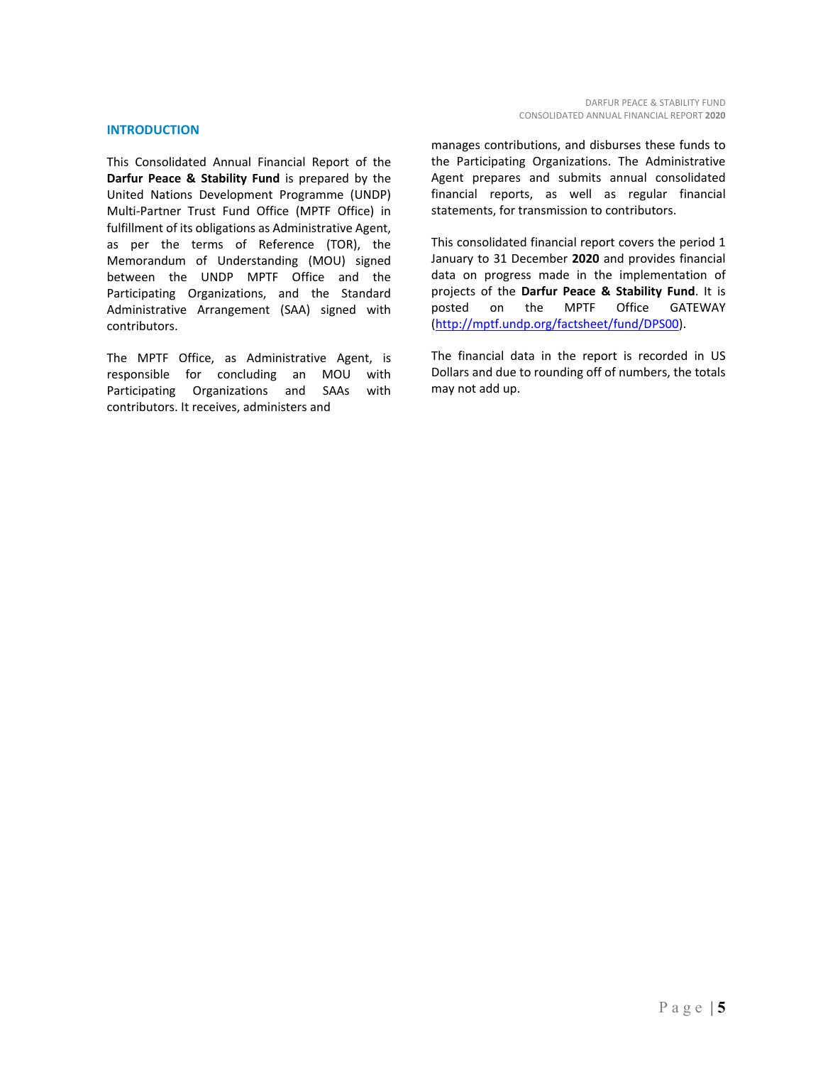## INTRODUCTION

This Consolidated Annual Financial Report of the **Darfur Peace & Stability Fund** is prepared by the United Nations Development Programme (UNDP) Multi-Partner Trust Fund Office (MPTF Office) in fulfillment of its obligations as Administrative Agent, as per the terms of Reference (TOR), the Memorandum of Understanding (MOU) signed between the UNDP MPTF Office and the Participating Organizations, and the Standard Administrative Arrangement (SAA) signed with contributors.

The MPTF Office, as Administrative Agent, is responsible for concluding an MOU with Participating Organizations and SAAs with contributors. It receives, administers and manages contributions, and disburses these funds to the Participating Organizations. The Administrative Agent prepares and submits annual consolidated financial reports, as well as regular financial statements, for transmission to contributors.

This consolidated financial report covers the period 1 January to 31 December **2020** and provides financial data on progress made in the implementation of projects of the **Darfur Peace & Stability Fund**. It is posted on the MPTF Office GATEWAY (http://mptf.undp.org/factsheet/fund/DPS00).

The financial data in the report is recorded in US Dollars and due to rounding off of numbers, the totals may not add up.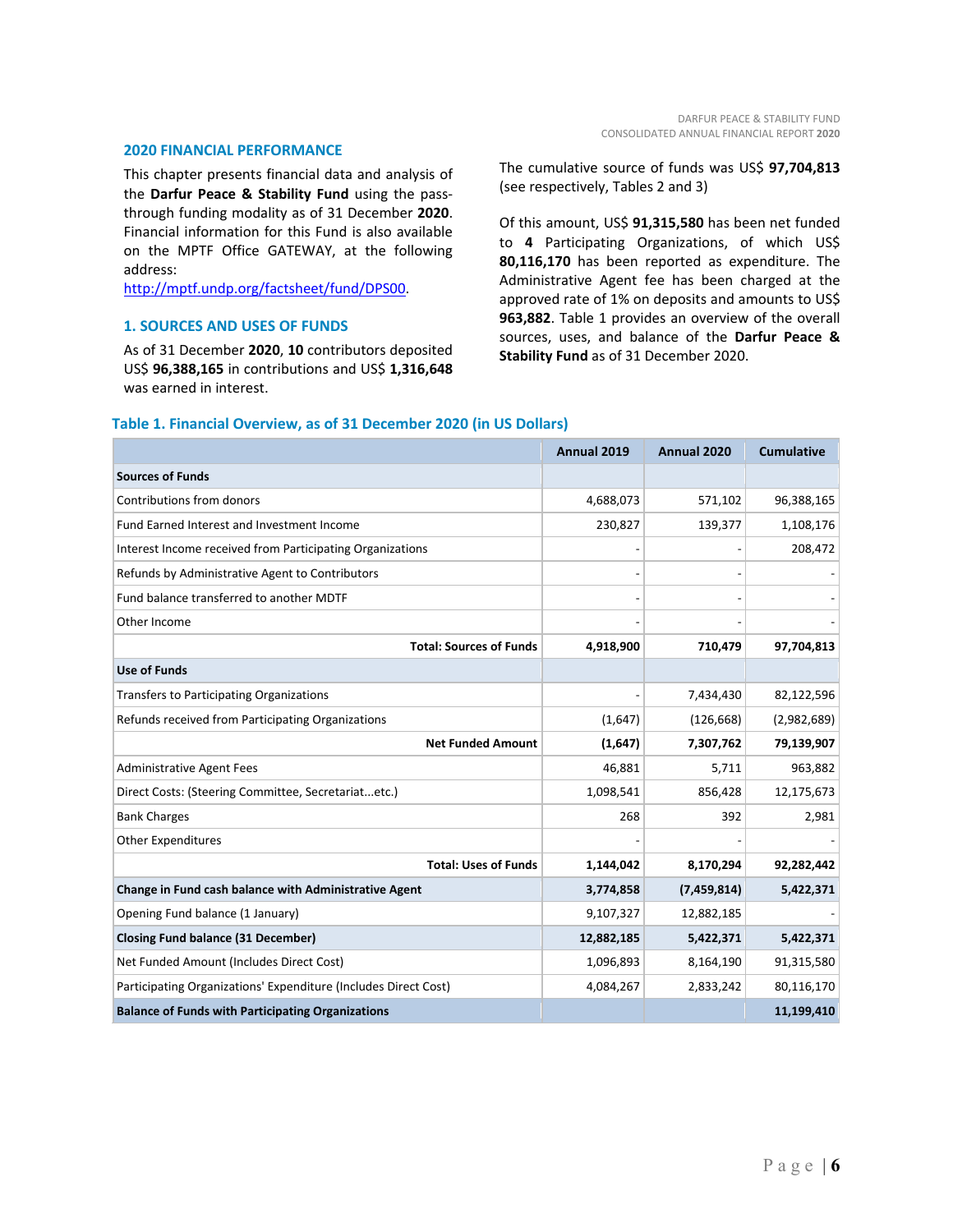## 2020 FINANCIAL PERFORMANCE

This chapter presents financial data and analysis of the **Darfur Peace & Stability Fund** using the pass-through funding modality as of 31 December **2020**. Financial information for this Fund is also available on the MPTF Office GATEWAY, at the following address: http://mptf.undp.org/factsheet/fund/DPS00.

## 1. SOURCES AND USES OF FUNDS

As of 31 December **2020**, **10** contributors deposited US$ **96,388,165** in contributions and US$ **1,316,648** was earned in interest.

The cumulative source of funds was US$ **97,704,813** (see respectively, Tables 2 and 3)

Of this amount, US$ **91,315,580** has been net funded to **4** Participating Organizations, of which US$ **80,116,170** has been reported as expenditure. The Administrative Agent fee has been charged at the approved rate of 1% on deposits and amounts to US$ **963,882**. Table 1 provides an overview of the overall sources, uses, and balance of the **Darfur Peace & Stability Fund** as of 31 December 2020.

### Table 1. Financial Overview, as of 31 December 2020 (in US Dollars)

| | Annual 2019 | Annual 2020 | Cumulative |
|---|---|---|---|
| **Sources of Funds** | | | |
| Contributions from donors | 4,688,073 | 571,102 | 96,388,165 |
| Fund Earned Interest and Investment Income | 230,827 | 139,377 | 1,108,176 |
| Interest Income received from Participating Organizations | - | - | 208,472 |
| Refunds by Administrative Agent to Contributors | - | - | - |
| Fund balance transferred to another MDTF | - | - | - |
| Other Income | - | - | - |
| **Total: Sources of Funds** | **4,918,900** | **710,479** | **97,704,813** |
| **Use of Funds** | | | |
| Transfers to Participating Organizations | - | 7,434,430 | 82,122,596 |
| Refunds received from Participating Organizations | (1,647) | (126,668) | (2,982,689) |
| **Net Funded Amount** | **(1,647)** | **7,307,762** | **79,139,907** |
| Administrative Agent Fees | 46,881 | 5,711 | 963,882 |
| Direct Costs: (Steering Committee, Secretariat...etc.) | 1,098,541 | 856,428 | 12,175,673 |
| Bank Charges | 268 | 392 | 2,981 |
| Other Expenditures | - | - | - |
| **Total: Uses of Funds** | **1,144,042** | **8,170,294** | **92,282,442** |
| **Change in Fund cash balance with Administrative Agent** | **3,774,858** | **(7,459,814)** | **5,422,371** |
| Opening Fund balance (1 January) | 9,107,327 | 12,882,185 | - |
| **Closing Fund balance (31 December)** | **12,882,185** | **5,422,371** | **5,422,371** |
| Net Funded Amount (Includes Direct Cost) | 1,096,893 | 8,164,190 | 91,315,580 |
| Participating Organizations' Expenditure (Includes Direct Cost) | 4,084,267 | 2,833,242 | 80,116,170 |
| **Balance of Funds with Participating Organizations** | | | **11,199,410** |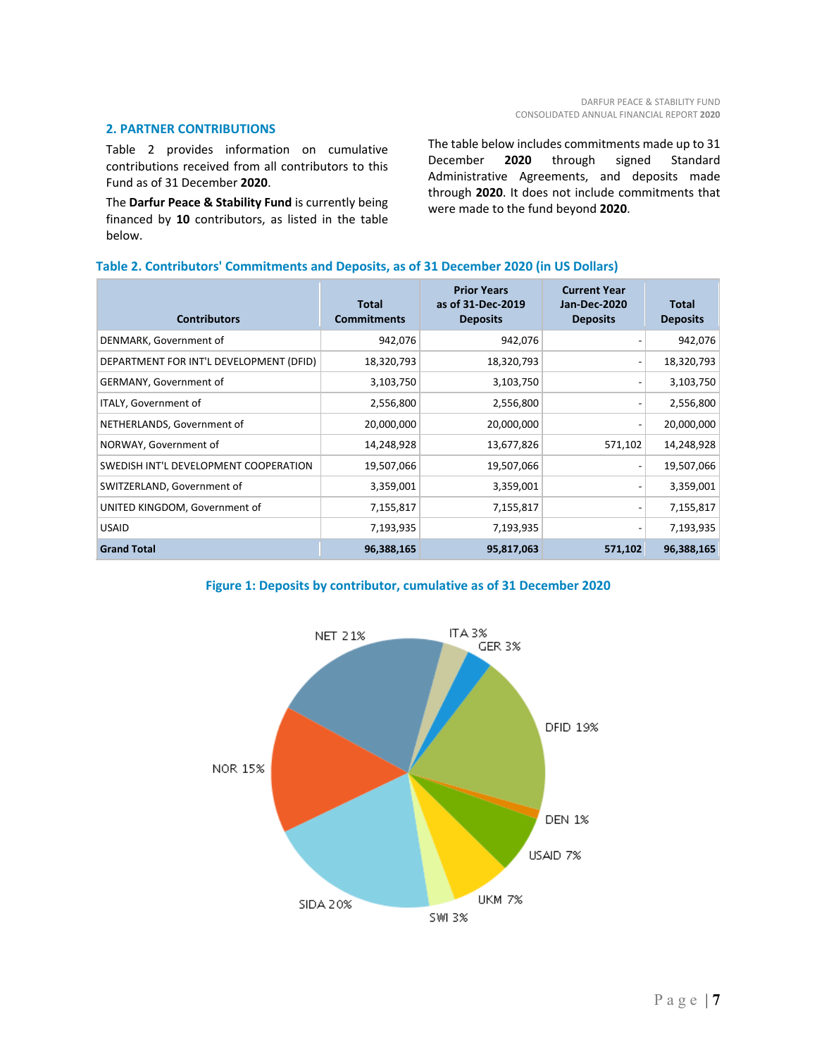## 2. PARTNER CONTRIBUTIONS

Table 2 provides information on cumulative contributions received from all contributors to this Fund as of 31 December **2020**.

The **Darfur Peace & Stability Fund** is currently being financed by **10** contributors, as listed in the table below.

The table below includes commitments made up to 31 December **2020** through signed Standard Administrative Agreements, and deposits made through **2020**. It does not include commitments that were made to the fund beyond **2020**.

**Table 2. Contributors' Commitments and Deposits, as of 31 December 2020 (in US Dollars)**

| Contributors | Total Commitments | Prior Years as of 31-Dec-2019 Deposits | Current Year Jan-Dec-2020 Deposits | Total Deposits |
|---|---|---|---|---|
| DENMARK, Government of | 942,076 | 942,076 | - | 942,076 |
| DEPARTMENT FOR INT'L DEVELOPMENT (DFID) | 18,320,793 | 18,320,793 | - | 18,320,793 |
| GERMANY, Government of | 3,103,750 | 3,103,750 | - | 3,103,750 |
| ITALY, Government of | 2,556,800 | 2,556,800 | - | 2,556,800 |
| NETHERLANDS, Government of | 20,000,000 | 20,000,000 | - | 20,000,000 |
| NORWAY, Government of | 14,248,928 | 13,677,826 | 571,102 | 14,248,928 |
| SWEDISH INT'L DEVELOPMENT COOPERATION | 19,507,066 | 19,507,066 | - | 19,507,066 |
| SWITZERLAND, Government of | 3,359,001 | 3,359,001 | - | 3,359,001 |
| UNITED KINGDOM, Government of | 7,155,817 | 7,155,817 | - | 7,155,817 |
| USAID | 7,193,935 | 7,193,935 | - | 7,193,935 |
| **Grand Total** | **96,388,165** | **95,817,063** | **571,102** | **96,388,165** |

**Figure 1: Deposits by contributor, cumulative as of 31 December 2020**

NET 21%, ITA 3%, GER 3%, DFID 19%, DEN 1%, USAID 7%, UKM 7%, SWI 3%, SIDA 20%, NOR 15%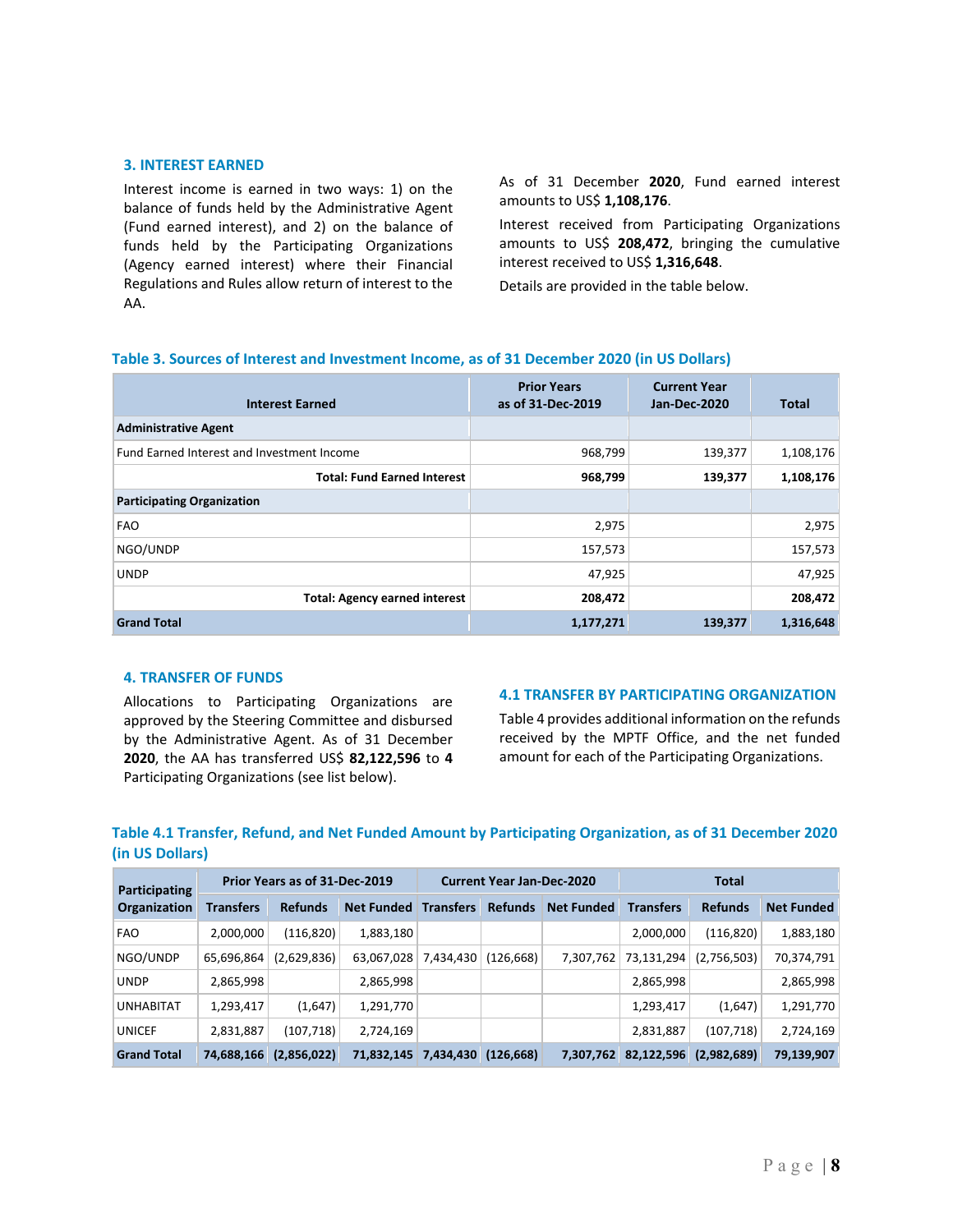## 3. INTEREST EARNED

Interest income is earned in two ways: 1) on the balance of funds held by the Administrative Agent (Fund earned interest), and 2) on the balance of funds held by the Participating Organizations (Agency earned interest) where their Financial Regulations and Rules allow return of interest to the AA.

As of 31 December **2020**, Fund earned interest amounts to US$ **1,108,176**.

Interest received from Participating Organizations amounts to US$ **208,472**, bringing the cumulative interest received to US$ **1,316,648**.

Details are provided in the table below.

### Table 3. Sources of Interest and Investment Income, as of 31 December 2020 (in US Dollars)

| Interest Earned | Prior Years as of 31-Dec-2019 | Current Year Jan-Dec-2020 | Total |
|---|---|---|---|
| **Administrative Agent** | | | |
| Fund Earned Interest and Investment Income | 968,799 | 139,377 | 1,108,176 |
| **Total: Fund Earned Interest** | **968,799** | **139,377** | **1,108,176** |
| **Participating Organization** | | | |
| FAO | 2,975 | | 2,975 |
| NGO/UNDP | 157,573 | | 157,573 |
| UNDP | 47,925 | | 47,925 |
| **Total: Agency earned interest** | **208,472** | | **208,472** |
| **Grand Total** | **1,177,271** | **139,377** | **1,316,648** |

## 4. TRANSFER OF FUNDS

Allocations to Participating Organizations are approved by the Steering Committee and disbursed by the Administrative Agent. As of 31 December **2020**, the AA has transferred US$ **82,122,596** to **4** Participating Organizations (see list below).

### 4.1 TRANSFER BY PARTICIPATING ORGANIZATION

Table 4 provides additional information on the refunds received by the MPTF Office, and the net funded amount for each of the Participating Organizations.

### Table 4.1 Transfer, Refund, and Net Funded Amount by Participating Organization, as of 31 December 2020 (in US Dollars)

| Participating Organization | Prior Years as of 31-Dec-2019 | | | Current Year Jan-Dec-2020 | | | Total | | |
|---|---|---|---|---|---|---|---|---|---|
| | Transfers | Refunds | Net Funded | Transfers | Refunds | Net Funded | Transfers | Refunds | Net Funded |
| FAO | 2,000,000 | (116,820) | 1,883,180 | | | | 2,000,000 | (116,820) | 1,883,180 |
| NGO/UNDP | 65,696,864 | (2,629,836) | 63,067,028 | 7,434,430 | (126,668) | 7,307,762 | 73,131,294 | (2,756,503) | 70,374,791 |
| UNDP | 2,865,998 | | 2,865,998 | | | | 2,865,998 | | 2,865,998 |
| UNHABITAT | 1,293,417 | (1,647) | 1,291,770 | | | | 1,293,417 | (1,647) | 1,291,770 |
| UNICEF | 2,831,887 | (107,718) | 2,724,169 | | | | 2,831,887 | (107,718) | 2,724,169 |
| **Grand Total** | **74,688,166** | **(2,856,022)** | **71,832,145** | **7,434,430** | **(126,668)** | **7,307,762** | **82,122,596** | **(2,982,689)** | **79,139,907** |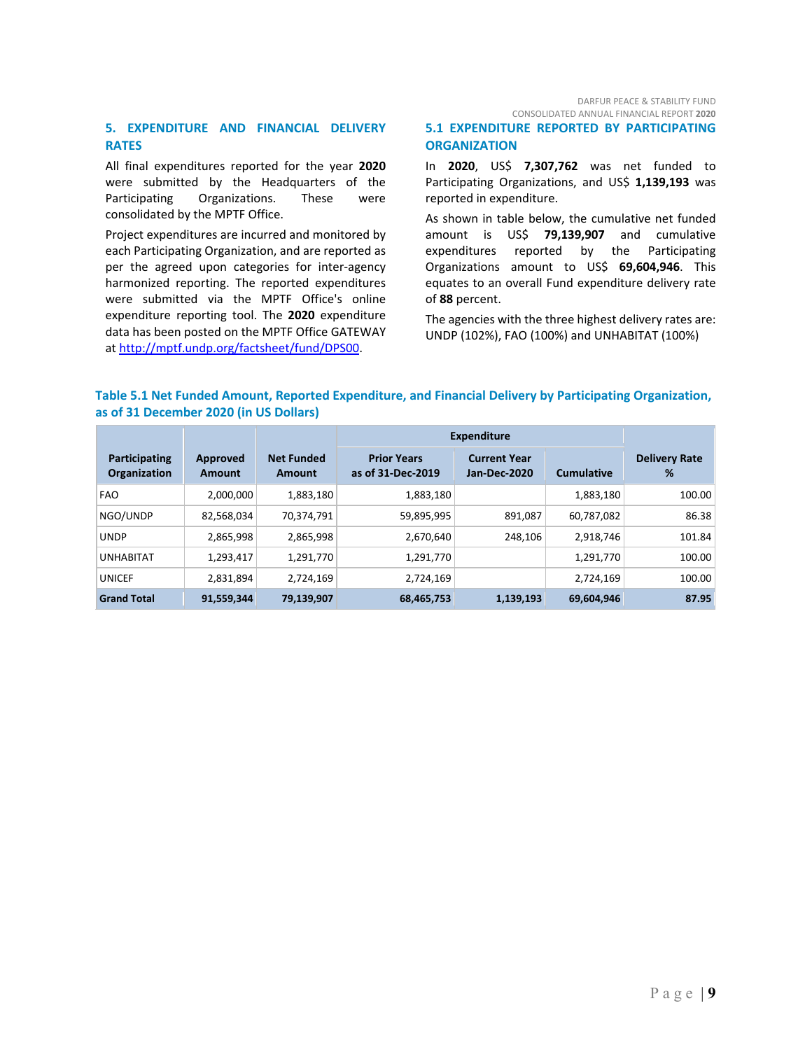## 5. EXPENDITURE AND FINANCIAL DELIVERY RATES

All final expenditures reported for the year **2020** were submitted by the Headquarters of the Participating Organizations. These were consolidated by the MPTF Office.

Project expenditures are incurred and monitored by each Participating Organization, and are reported as per the agreed upon categories for inter-agency harmonized reporting. The reported expenditures were submitted via the MPTF Office's online expenditure reporting tool. The **2020** expenditure data has been posted on the MPTF Office GATEWAY at http://mptf.undp.org/factsheet/fund/DPS00.

### 5.1 EXPENDITURE REPORTED BY PARTICIPATING ORGANIZATION

In **2020**, US$ **7,307,762** was net funded to Participating Organizations, and US$ **1,139,193** was reported in expenditure.

As shown in table below, the cumulative net funded amount is US$ **79,139,907** and cumulative expenditures reported by the Participating Organizations amount to US$ **69,604,946**. This equates to an overall Fund expenditure delivery rate of **88** percent.

The agencies with the three highest delivery rates are: UNDP (102%), FAO (100%) and UNHABITAT (100%)

**Table 5.1 Net Funded Amount, Reported Expenditure, and Financial Delivery by Participating Organization, as of 31 December 2020 (in US Dollars)**

| Participating Organization | Approved Amount | Net Funded Amount | Expenditure | | | Delivery Rate % |
|---|---|---|---|---|---|---|
| | | | Prior Years as of 31-Dec-2019 | Current Year Jan-Dec-2020 | Cumulative | |
| FAO | 2,000,000 | 1,883,180 | 1,883,180 | | 1,883,180 | 100.00 |
| NGO/UNDP | 82,568,034 | 70,374,791 | 59,895,995 | 891,087 | 60,787,082 | 86.38 |
| UNDP | 2,865,998 | 2,865,998 | 2,670,640 | 248,106 | 2,918,746 | 101.84 |
| UNHABITAT | 1,293,417 | 1,291,770 | 1,291,770 | | 1,291,770 | 100.00 |
| UNICEF | 2,831,894 | 2,724,169 | 2,724,169 | | 2,724,169 | 100.00 |
| **Grand Total** | **91,559,344** | **79,139,907** | **68,465,753** | **1,139,193** | **69,604,946** | **87.95** |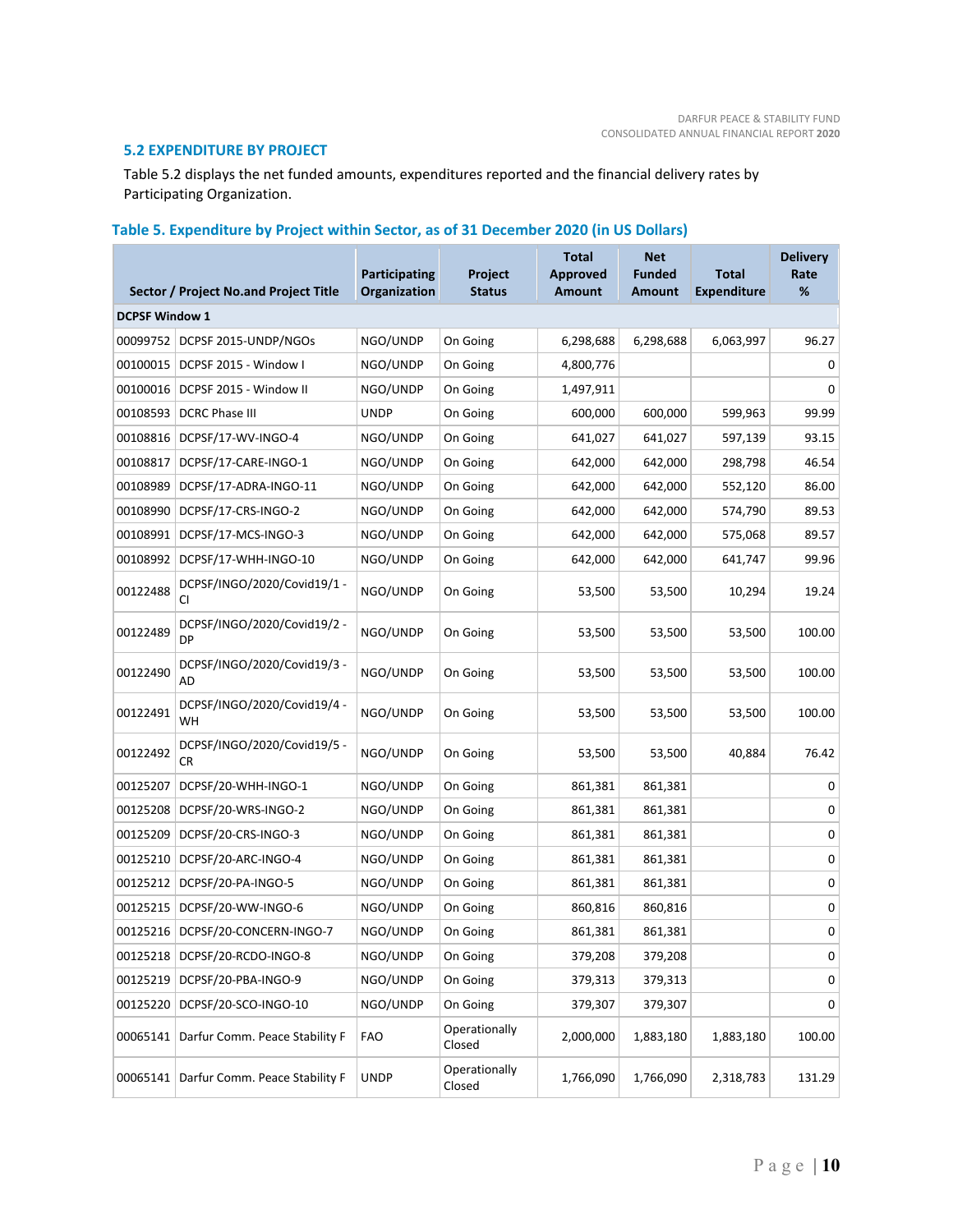### 5.2 EXPENDITURE BY PROJECT

Table 5.2 displays the net funded amounts, expenditures reported and the financial delivery rates by Participating Organization.

**Table 5. Expenditure by Project within Sector, as of 31 December 2020 (in US Dollars)**

| Sector / Project No.and Project Title | | Participating Organization | Project Status | Total Approved Amount | Net Funded Amount | Total Expenditure | Delivery Rate % |
|---|---|---|---|---|---|---|---|
| **DCPSF Window 1** | | | | | | | |
| 00099752 | DCPSF 2015-UNDP/NGOs | NGO/UNDP | On Going | 6,298,688 | 6,298,688 | 6,063,997 | 96.27 |
| 00100015 | DCPSF 2015 - Window I | NGO/UNDP | On Going | 4,800,776 | | | 0 |
| 00100016 | DCPSF 2015 - Window II | NGO/UNDP | On Going | 1,497,911 | | | 0 |
| 00108593 | DCRC Phase III | UNDP | On Going | 600,000 | 600,000 | 599,963 | 99.99 |
| 00108816 | DCPSF/17-WV-INGO-4 | NGO/UNDP | On Going | 641,027 | 641,027 | 597,139 | 93.15 |
| 00108817 | DCPSF/17-CARE-INGO-1 | NGO/UNDP | On Going | 642,000 | 642,000 | 298,798 | 46.54 |
| 00108989 | DCPSF/17-ADRA-INGO-11 | NGO/UNDP | On Going | 642,000 | 642,000 | 552,120 | 86.00 |
| 00108990 | DCPSF/17-CRS-INGO-2 | NGO/UNDP | On Going | 642,000 | 642,000 | 574,790 | 89.53 |
| 00108991 | DCPSF/17-MCS-INGO-3 | NGO/UNDP | On Going | 642,000 | 642,000 | 575,068 | 89.57 |
| 00108992 | DCPSF/17-WHH-INGO-10 | NGO/UNDP | On Going | 642,000 | 642,000 | 641,747 | 99.96 |
| 00122488 | DCPSF/INGO/2020/Covid19/1 - CI | NGO/UNDP | On Going | 53,500 | 53,500 | 10,294 | 19.24 |
| 00122489 | DCPSF/INGO/2020/Covid19/2 - DP | NGO/UNDP | On Going | 53,500 | 53,500 | 53,500 | 100.00 |
| 00122490 | DCPSF/INGO/2020/Covid19/3 - AD | NGO/UNDP | On Going | 53,500 | 53,500 | 53,500 | 100.00 |
| 00122491 | DCPSF/INGO/2020/Covid19/4 - WH | NGO/UNDP | On Going | 53,500 | 53,500 | 53,500 | 100.00 |
| 00122492 | DCPSF/INGO/2020/Covid19/5 - CR | NGO/UNDP | On Going | 53,500 | 53,500 | 40,884 | 76.42 |
| 00125207 | DCPSF/20-WHH-INGO-1 | NGO/UNDP | On Going | 861,381 | 861,381 | | 0 |
| 00125208 | DCPSF/20-WRS-INGO-2 | NGO/UNDP | On Going | 861,381 | 861,381 | | 0 |
| 00125209 | DCPSF/20-CRS-INGO-3 | NGO/UNDP | On Going | 861,381 | 861,381 | | 0 |
| 00125210 | DCPSF/20-ARC-INGO-4 | NGO/UNDP | On Going | 861,381 | 861,381 | | 0 |
| 00125212 | DCPSF/20-PA-INGO-5 | NGO/UNDP | On Going | 861,381 | 861,381 | | 0 |
| 00125215 | DCPSF/20-WW-INGO-6 | NGO/UNDP | On Going | 860,816 | 860,816 | | 0 |
| 00125216 | DCPSF/20-CONCERN-INGO-7 | NGO/UNDP | On Going | 861,381 | 861,381 | | 0 |
| 00125218 | DCPSF/20-RCDO-INGO-8 | NGO/UNDP | On Going | 379,208 | 379,208 | | 0 |
| 00125219 | DCPSF/20-PBA-INGO-9 | NGO/UNDP | On Going | 379,313 | 379,313 | | 0 |
| 00125220 | DCPSF/20-SCO-INGO-10 | NGO/UNDP | On Going | 379,307 | 379,307 | | 0 |
| 00065141 | Darfur Comm. Peace Stability F | FAO | Operationally Closed | 2,000,000 | 1,883,180 | 1,883,180 | 100.00 |
| 00065141 | Darfur Comm. Peace Stability F | UNDP | Operationally Closed | 1,766,090 | 1,766,090 | 2,318,783 | 131.29 |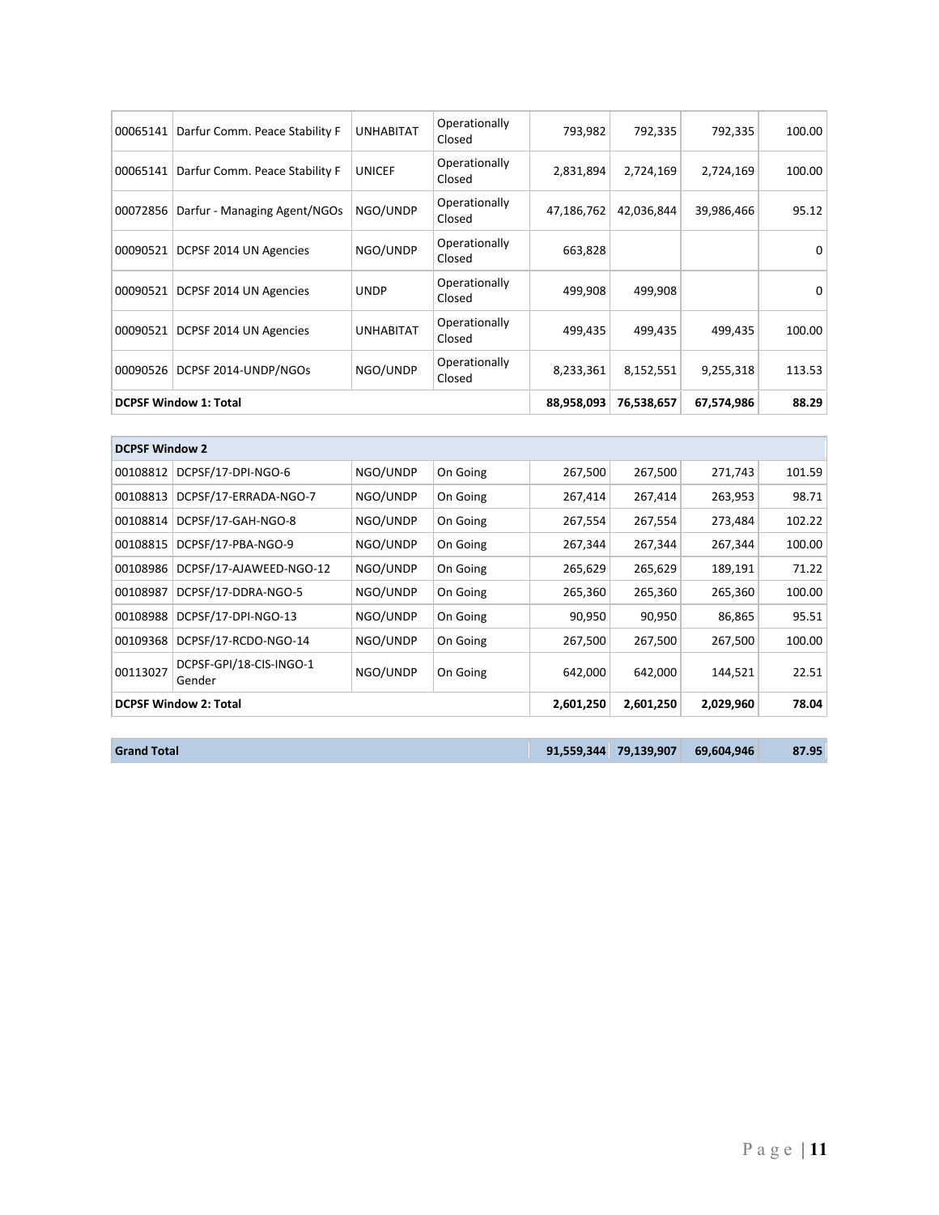| | | | | | | | |
|---|---|---|---|---|---|---|---|
| 00065141 | Darfur Comm. Peace Stability F | UNHABITAT | Operationally Closed | 793,982 | 792,335 | 792,335 | 100.00 |
| 00065141 | Darfur Comm. Peace Stability F | UNICEF | Operationally Closed | 2,831,894 | 2,724,169 | 2,724,169 | 100.00 |
| 00072856 | Darfur - Managing Agent/NGOs | NGO/UNDP | Operationally Closed | 47,186,762 | 42,036,844 | 39,986,466 | 95.12 |
| 00090521 | DCPSF 2014 UN Agencies | NGO/UNDP | Operationally Closed | 663,828 | | | 0 |
| 00090521 | DCPSF 2014 UN Agencies | UNDP | Operationally Closed | 499,908 | 499,908 | | 0 |
| 00090521 | DCPSF 2014 UN Agencies | UNHABITAT | Operationally Closed | 499,435 | 499,435 | 499,435 | 100.00 |
| 00090526 | DCPSF 2014-UNDP/NGOs | NGO/UNDP | Operationally Closed | 8,233,361 | 8,152,551 | 9,255,318 | 113.53 |
| **DCPSF Window 1: Total** | | | | **88,958,093** | **76,538,657** | **67,574,986** | **88.29** |

| **DCPSF Window 2** | | | | | | | |
|---|---|---|---|---|---|---|---|
| 00108812 | DCPSF/17-DPI-NGO-6 | NGO/UNDP | On Going | 267,500 | 267,500 | 271,743 | 101.59 |
| 00108813 | DCPSF/17-ERRADA-NGO-7 | NGO/UNDP | On Going | 267,414 | 267,414 | 263,953 | 98.71 |
| 00108814 | DCPSF/17-GAH-NGO-8 | NGO/UNDP | On Going | 267,554 | 267,554 | 273,484 | 102.22 |
| 00108815 | DCPSF/17-PBA-NGO-9 | NGO/UNDP | On Going | 267,344 | 267,344 | 267,344 | 100.00 |
| 00108986 | DCPSF/17-AJAWEED-NGO-12 | NGO/UNDP | On Going | 265,629 | 265,629 | 189,191 | 71.22 |
| 00108987 | DCPSF/17-DDRA-NGO-5 | NGO/UNDP | On Going | 265,360 | 265,360 | 265,360 | 100.00 |
| 00108988 | DCPSF/17-DPI-NGO-13 | NGO/UNDP | On Going | 90,950 | 90,950 | 86,865 | 95.51 |
| 00109368 | DCPSF/17-RCDO-NGO-14 | NGO/UNDP | On Going | 267,500 | 267,500 | 267,500 | 100.00 |
| 00113027 | DCPSF-GPI/18-CIS-INGO-1 Gender | NGO/UNDP | On Going | 642,000 | 642,000 | 144,521 | 22.51 |
| **DCPSF Window 2: Total** | | | | **2,601,250** | **2,601,250** | **2,029,960** | **78.04** |

| **Grand Total** | | | | **91,559,344** | **79,139,907** | **69,604,946** | **87.95** |
|---|---|---|---|---|---|---|---|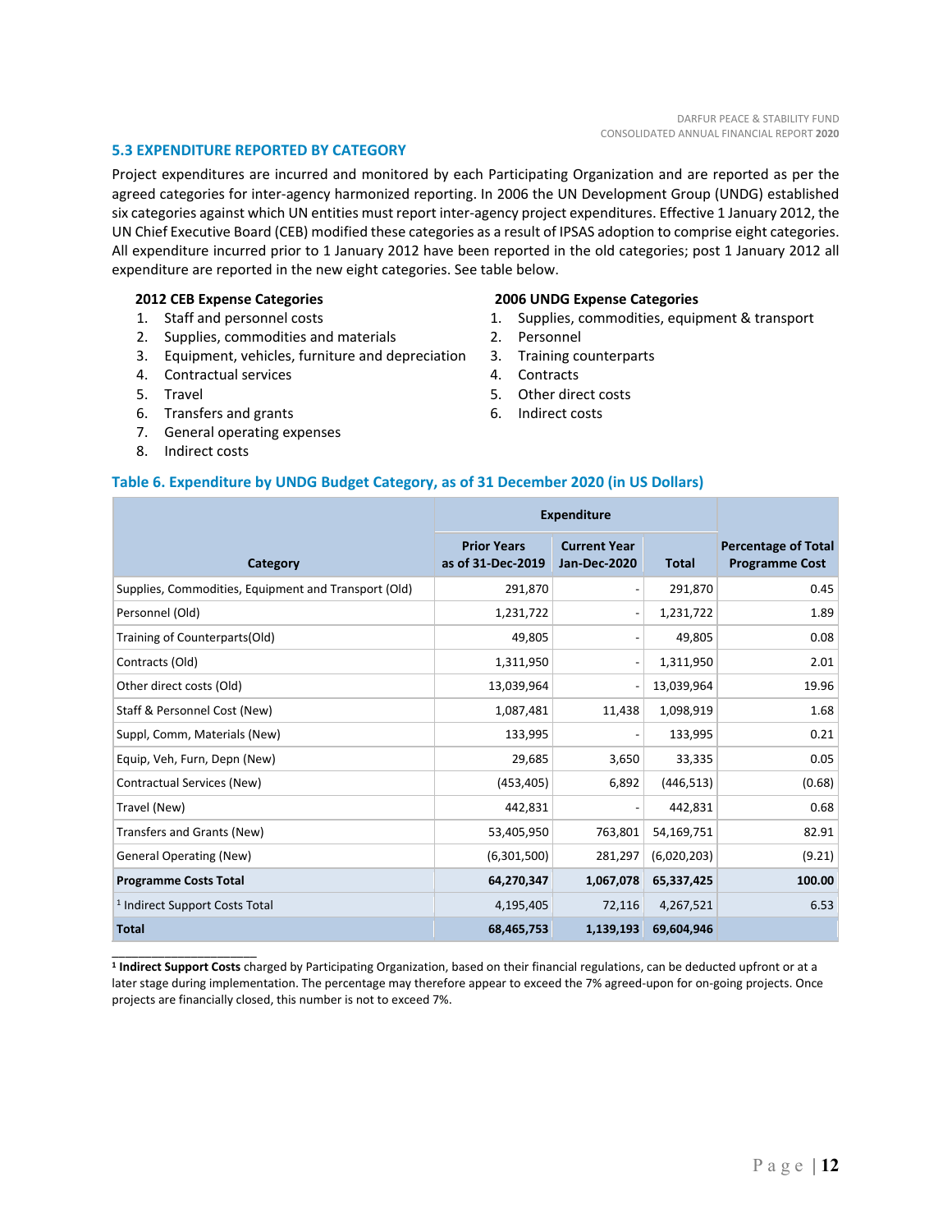### 5.3 EXPENDITURE REPORTED BY CATEGORY

Project expenditures are incurred and monitored by each Participating Organization and are reported as per the agreed categories for inter-agency harmonized reporting. In 2006 the UN Development Group (UNDG) established six categories against which UN entities must report inter-agency project expenditures. Effective 1 January 2012, the UN Chief Executive Board (CEB) modified these categories as a result of IPSAS adoption to comprise eight categories. All expenditure incurred prior to 1 January 2012 have been reported in the old categories; post 1 January 2012 all expenditure are reported in the new eight categories. See table below.

**2012 CEB Expense Categories**

1. Staff and personnel costs
2. Supplies, commodities and materials
3. Equipment, vehicles, furniture and depreciation
4. Contractual services
5. Travel
6. Transfers and grants
7. General operating expenses
8. Indirect costs

**2006 UNDG Expense Categories**

1. Supplies, commodities, equipment & transport
2. Personnel
3. Training counterparts
4. Contracts
5. Other direct costs
6. Indirect costs

**Table 6. Expenditure by UNDG Budget Category, as of 31 December 2020 (in US Dollars)**

| Category | Expenditure | | | Percentage of Total Programme Cost |
|---|---|---|---|---|
| | Prior Years as of 31-Dec-2019 | Current Year Jan-Dec-2020 | Total | |
| Supplies, Commodities, Equipment and Transport (Old) | 291,870 | - | 291,870 | 0.45 |
| Personnel (Old) | 1,231,722 | - | 1,231,722 | 1.89 |
| Training of Counterparts(Old) | 49,805 | - | 49,805 | 0.08 |
| Contracts (Old) | 1,311,950 | - | 1,311,950 | 2.01 |
| Other direct costs (Old) | 13,039,964 | - | 13,039,964 | 19.96 |
| Staff & Personnel Cost (New) | 1,087,481 | 11,438 | 1,098,919 | 1.68 |
| Suppl, Comm, Materials (New) | 133,995 | - | 133,995 | 0.21 |
| Equip, Veh, Furn, Depn (New) | 29,685 | 3,650 | 33,335 | 0.05 |
| Contractual Services (New) | (453,405) | 6,892 | (446,513) | (0.68) |
| Travel (New) | 442,831 | - | 442,831 | 0.68 |
| Transfers and Grants (New) | 53,405,950 | 763,801 | 54,169,751 | 82.91 |
| General Operating (New) | (6,301,500) | 281,297 | (6,020,203) | (9.21) |
| **Programme Costs Total** | **64,270,347** | **1,067,078** | **65,337,425** | **100.00** |
| [1] Indirect Support Costs Total | 4,195,405 | 72,116 | 4,267,521 | 6.53 |
| **Total** | **68,465,753** | **1,139,193** | **69,604,946** | |

[1] **Indirect Support Costs** charged by Participating Organization, based on their financial regulations, can be deducted upfront or at a later stage during implementation. The percentage may therefore appear to exceed the 7% agreed-upon for on-going projects. Once projects are financially closed, this number is not to exceed 7%.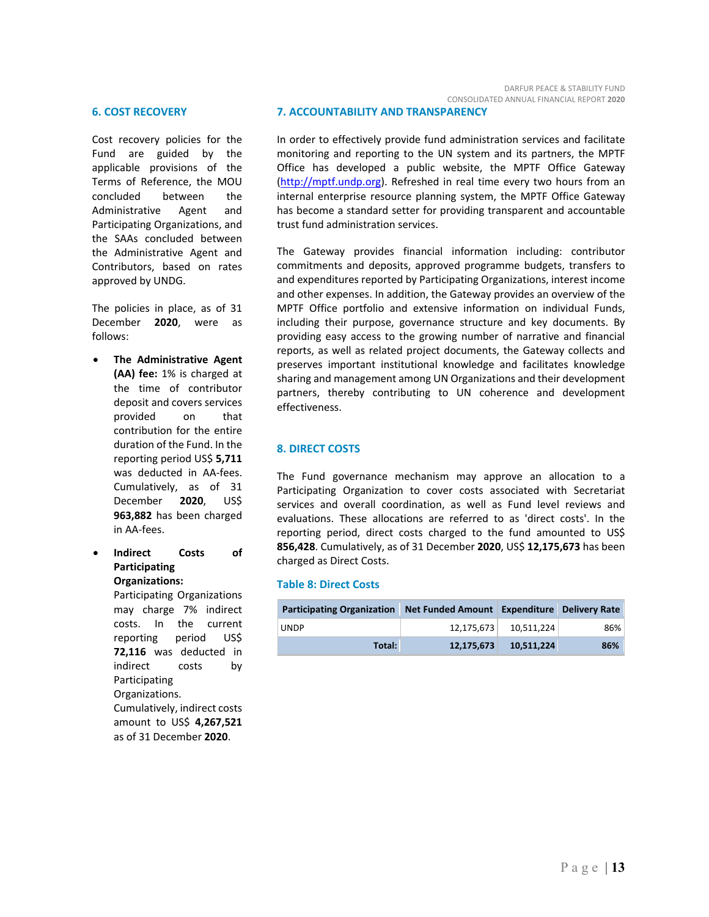## 6. COST RECOVERY

Cost recovery policies for the Fund are guided by the applicable provisions of the Terms of Reference, the MOU concluded between the Administrative Agent and Participating Organizations, and the SAAs concluded between the Administrative Agent and Contributors, based on rates approved by UNDG.

The policies in place, as of 31 December **2020**, were as follows:

- **The Administrative Agent (AA) fee:** 1% is charged at the time of contributor deposit and covers services provided on that contribution for the entire duration of the Fund. In the reporting period US$ **5,711** was deducted in AA-fees. Cumulatively, as of 31 December **2020**, US$ **963,882** has been charged in AA-fees.
- **Indirect Costs of Participating Organizations:** Participating Organizations may charge 7% indirect costs. In the current reporting period US$ **72,116** was deducted in indirect costs by Participating Organizations. Cumulatively, indirect costs amount to US$ **4,267,521** as of 31 December **2020**.

## 7. ACCOUNTABILITY AND TRANSPARENCY

In order to effectively provide fund administration services and facilitate monitoring and reporting to the UN system and its partners, the MPTF Office has developed a public website, the MPTF Office Gateway (http://mptf.undp.org). Refreshed in real time every two hours from an internal enterprise resource planning system, the MPTF Office Gateway has become a standard setter for providing transparent and accountable trust fund administration services.

The Gateway provides financial information including: contributor commitments and deposits, approved programme budgets, transfers to and expenditures reported by Participating Organizations, interest income and other expenses. In addition, the Gateway provides an overview of the MPTF Office portfolio and extensive information on individual Funds, including their purpose, governance structure and key documents. By providing easy access to the growing number of narrative and financial reports, as well as related project documents, the Gateway collects and preserves important institutional knowledge and facilitates knowledge sharing and management among UN Organizations and their development partners, thereby contributing to UN coherence and development effectiveness.

## 8. DIRECT COSTS

The Fund governance mechanism may approve an allocation to a Participating Organization to cover costs associated with Secretariat services and overall coordination, as well as Fund level reviews and evaluations. These allocations are referred to as 'direct costs'. In the reporting period, direct costs charged to the fund amounted to US$ **856,428**. Cumulatively, as of 31 December **2020**, US$ **12,175,673** has been charged as Direct Costs.

### Table 8: Direct Costs

| Participating Organization | Net Funded Amount | Expenditure | Delivery Rate |
|---|---|---|---|
| UNDP | 12,175,673 | 10,511,224 | 86% |
| **Total:** | **12,175,673** | **10,511,224** | **86%** |